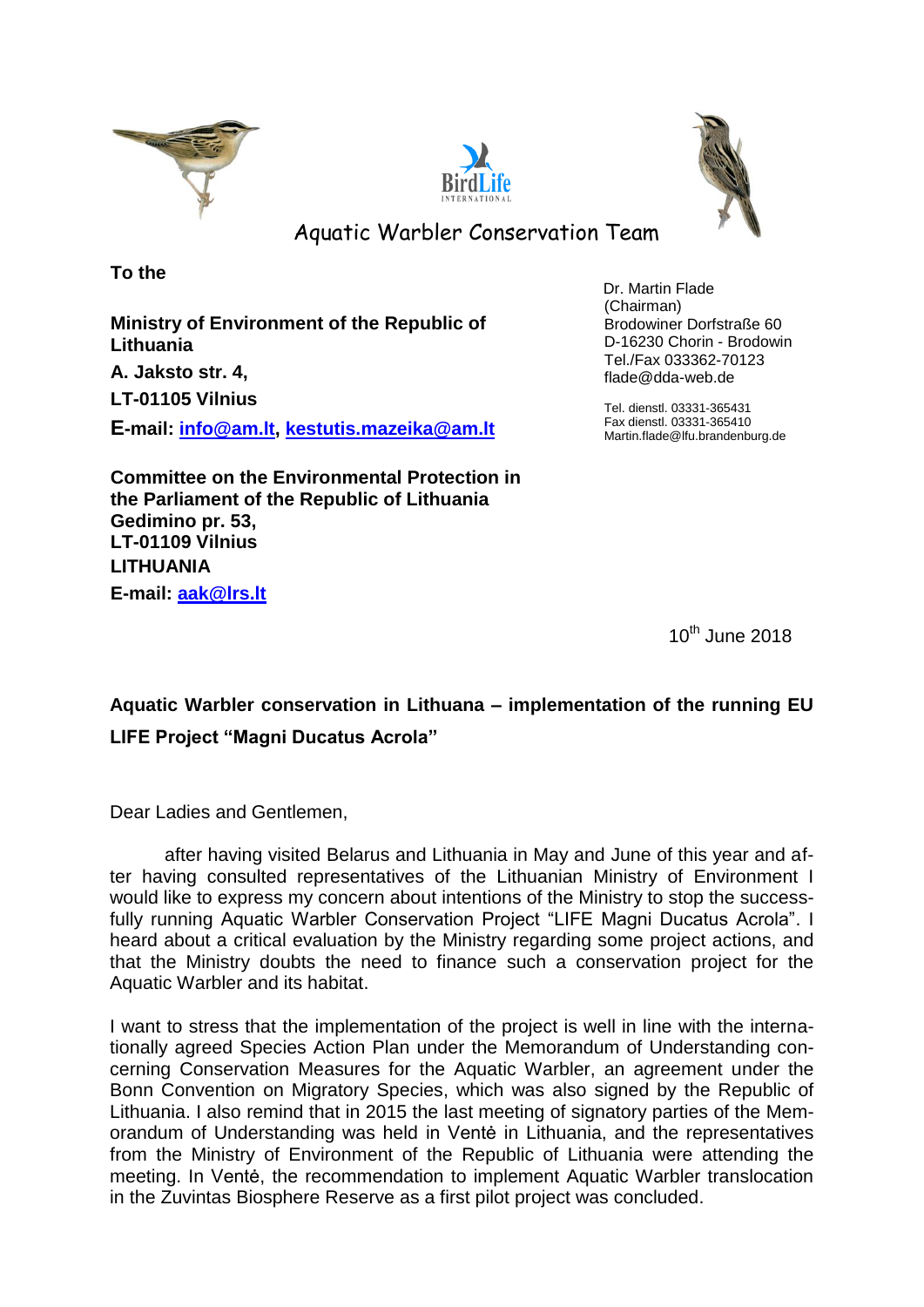Aquatic Warbler Conservation Team

**To the**

**Ministry of Environment of the Republic of Lithuania**

**A. Jaksto str. 4,**

**LT-01105 Vilnius**

**E-mail: info@am.lt, kestutis.mazeika@am.lt**

**Committee on the Environmental Protection in the Parliament of the Republic of Lithuania**
**Gedimino pr. 53,**
**LT-01109 Vilnius**
**LITHUANIA**
**E-mail: aak@lrs.lt**

Dr. Martin Flade
(Chairman)
Brodowiner Dorfstraße 60
D-16230 Chorin - Brodowin
Tel./Fax 033362-70123
flade@dda-web.de

Tel. dienstl. 03331-365431
Fax dienstl. 03331-365410
Martin.flade@lfu.brandenburg.de

10th June 2018

**Aquatic Warbler conservation in Lithuana – implementation of the running EU LIFE Project "Magni Ducatus Acrola"**

Dear Ladies and Gentlemen,

after having visited Belarus and Lithuania in May and June of this year and after having consulted representatives of the Lithuanian Ministry of Environment I would like to express my concern about intentions of the Ministry to stop the successfully running Aquatic Warbler Conservation Project "LIFE Magni Ducatus Acrola". I heard about a critical evaluation by the Ministry regarding some project actions, and that the Ministry doubts the need to finance such a conservation project for the Aquatic Warbler and its habitat.

I want to stress that the implementation of the project is well in line with the internationally agreed Species Action Plan under the Memorandum of Understanding concerning Conservation Measures for the Aquatic Warbler, an agreement under the Bonn Convention on Migratory Species, which was also signed by the Republic of Lithuania. I also remind that in 2015 the last meeting of signatory parties of the Memorandum of Understanding was held in Ventė in Lithuania, and the representatives from the Ministry of Environment of the Republic of Lithuania were attending the meeting. In Ventė, the recommendation to implement Aquatic Warbler translocation in the Zuvintas Biosphere Reserve as a first pilot project was concluded.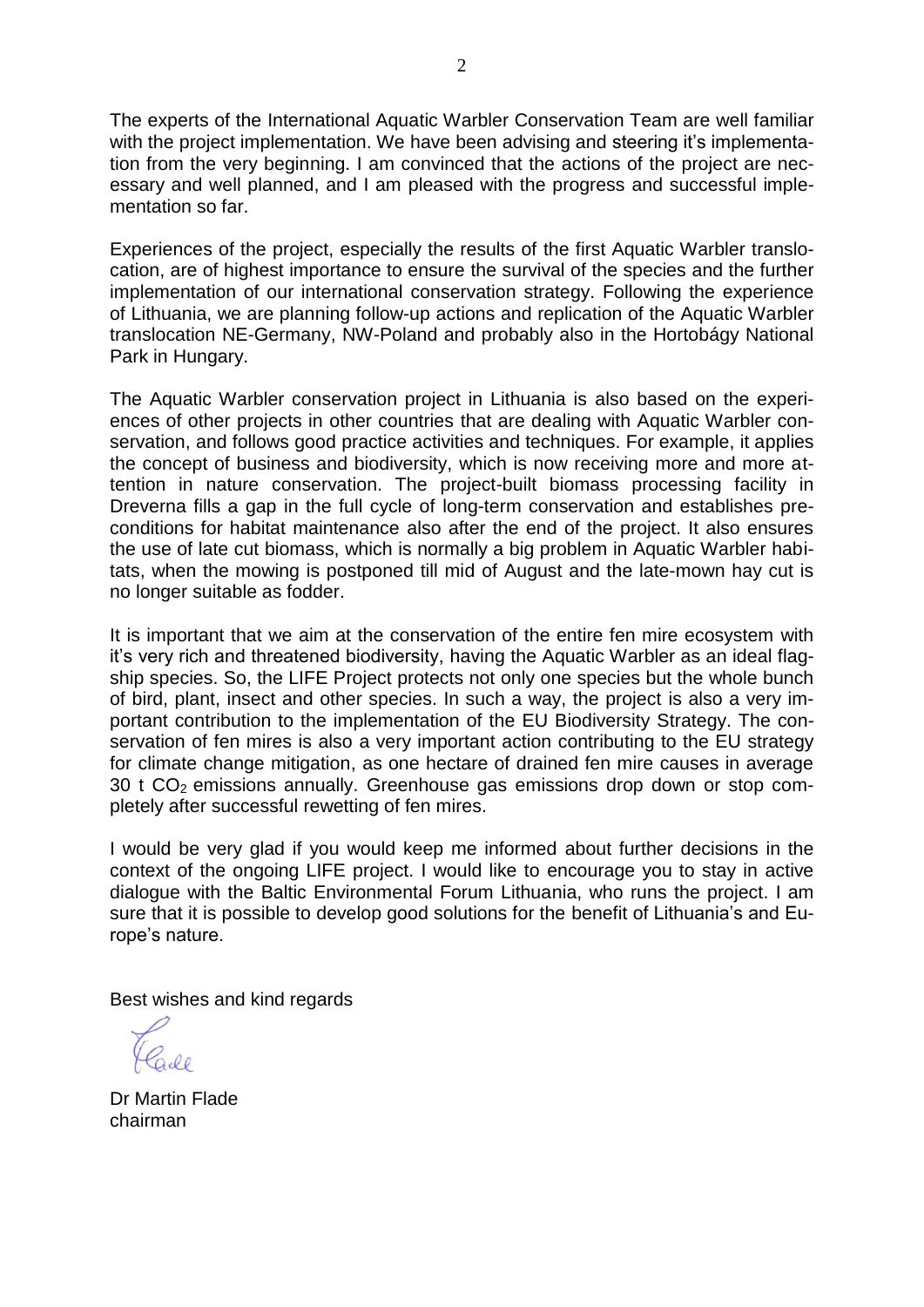The experts of the International Aquatic Warbler Conservation Team are well familiar with the project implementation. We have been advising and steering it's implementation from the very beginning. I am convinced that the actions of the project are necessary and well planned, and I am pleased with the progress and successful implementation so far.

Experiences of the project, especially the results of the first Aquatic Warbler translocation, are of highest importance to ensure the survival of the species and the further implementation of our international conservation strategy. Following the experience of Lithuania, we are planning follow-up actions and replication of the Aquatic Warbler translocation NE-Germany, NW-Poland and probably also in the Hortobágy National Park in Hungary.

The Aquatic Warbler conservation project in Lithuania is also based on the experiences of other projects in other countries that are dealing with Aquatic Warbler conservation, and follows good practice activities and techniques. For example, it applies the concept of business and biodiversity, which is now receiving more and more attention in nature conservation. The project-built biomass processing facility in Dreverna fills a gap in the full cycle of long-term conservation and establishes preconditions for habitat maintenance also after the end of the project. It also ensures the use of late cut biomass, which is normally a big problem in Aquatic Warbler habitats, when the mowing is postponed till mid of August and the late-mown hay cut is no longer suitable as fodder.

It is important that we aim at the conservation of the entire fen mire ecosystem with it's very rich and threatened biodiversity, having the Aquatic Warbler as an ideal flagship species. So, the LIFE Project protects not only one species but the whole bunch of bird, plant, insect and other species. In such a way, the project is also a very important contribution to the implementation of the EU Biodiversity Strategy. The conservation of fen mires is also a very important action contributing to the EU strategy for climate change mitigation, as one hectare of drained fen mire causes in average 30 t $CO_2$ emissions annually. Greenhouse gas emissions drop down or stop completely after successful rewetting of fen mires.

I would be very glad if you would keep me informed about further decisions in the context of the ongoing LIFE project. I would like to encourage you to stay in active dialogue with the Baltic Environmental Forum Lithuania, who runs the project. I am sure that it is possible to develop good solutions for the benefit of Lithuania's and Europe's nature.

Best wishes and kind regards

Dr Martin Flade
chairman